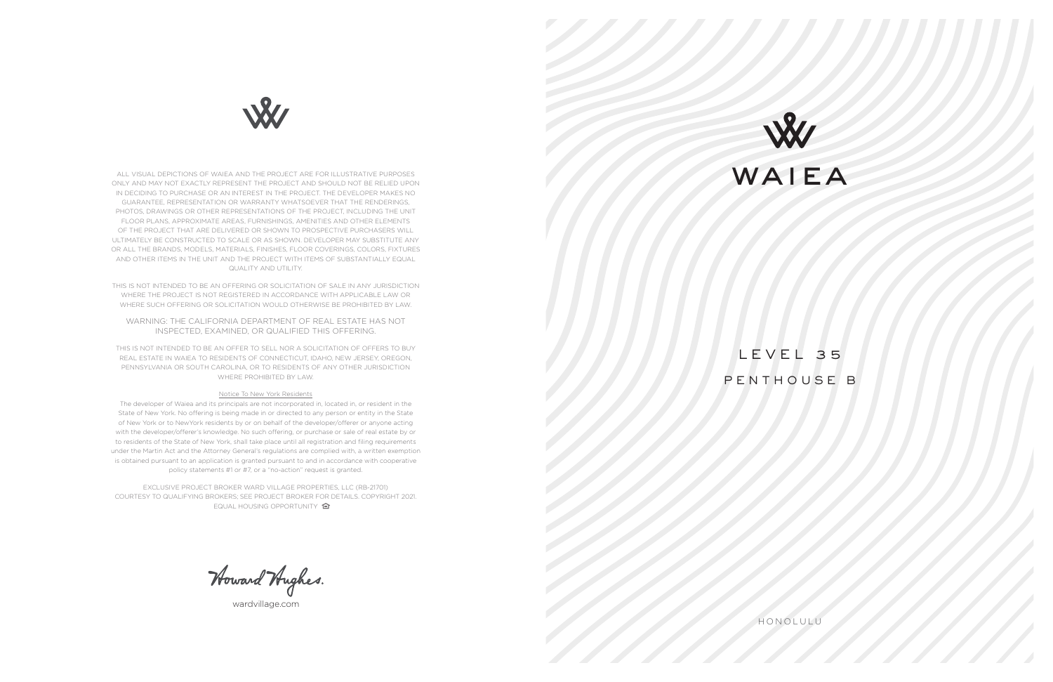ALL VISUAL DEPICTIONS OF WAIEA AND THE PROJECT ARE FOR ILLUSTRATIVE PURPOSES ONLY AND MAY NOT EXACTLY REPRESENT THE PROJECT AND SHOULD NOT BE RELIED UPON IN DECIDING TO PURCHASE OR AN INTEREST IN THE PROJECT. THE DEVELOPER MAKES NO GUARANTEE, REPRESENTATION OR WARRANTY WHATSOEVER THAT THE RENDERINGS, PHOTOS, DRAWINGS OR OTHER REPRESENTATIONS OF THE PROJECT, INCLUDING THE UNIT FLOOR PLANS, APPROXIMATE AREAS, FURNISHINGS, AMENITIES AND OTHER ELEMENTS OF THE PROJECT THAT ARE DELIVERED OR SHOWN TO PROSPECTIVE PURCHASERS WILL ULTIMATELY BE CONSTRUCTED TO SCALE OR AS SHOWN. DEVELOPER MAY SUBSTITUTE ANY OR ALL THE BRANDS, MODELS, MATERIALS, FINISHES, FLOOR COVERINGS, COLORS, FIXTURES AND OTHER ITEMS IN THE UNIT AND THE PROJECT WITH ITEMS OF SUBSTANTIALLY EQUAL QUALITY AND UTILITY.

THIS IS NOT INTENDED TO BE AN OFFERING OR SOLICITATION OF SALE IN ANY JURISDICTION WHERE THE PROJECT IS NOT REGISTERED IN ACCORDANCE WITH APPLICABLE LAW OR WHERE SUCH OFFERING OR SOLICITATION WOULD OTHERWISE BE PROHIBITED BY LAW.

WARNING: THE CALIFORNIA DEPARTMENT OF REAL ESTATE HAS NOT INSPECTED, EXAMINED, OR QUALIFIED THIS OFFERING.

THIS IS NOT INTENDED TO BE AN OFFER TO SELL NOR A SOLICITATION OF OFFERS TO BUY REAL ESTATE IN WAIEA TO RESIDENTS OF CONNECTICUT, IDAHO, NEW JERSEY, OREGON, PENNSYLVANIA OR SOUTH CAROLINA, OR TO RESIDENTS OF ANY OTHER JURISDICTION WHERE PROHIBITED BY LAW.

Notice To New York Residents

The developer of Waiea and its principals are not incorporated in, located in, or resident in the State of New York. No offering is being made in or directed to any person or entity in the State of New York or to NewYork residents by or on behalf of the developer/offerer or anyone acting with the developer/offerer's knowledge. No such offering, or purchase or sale of real estate by or to residents of the State of New York, shall take place until all registration and filing requirements under the Martin Act and the Attorney General's regulations are complied with, a written exemption is obtained pursuant to an application is granted pursuant to and in accordance with cooperative policy statements #1 or #7, or a "no-action" request is granted.

EXCLUSIVE PROJECT BROKER WARD VILLAGE PROPERTIES, LLC (RB-21701)
COURTESY TO QUALIFYING BROKERS; SEE PROJECT BROKER FOR DETAILS. COPYRIGHT 2021.
EQUAL HOUSING OPPORTUNITY

Howard Hughes.

wardvillage.com

# WAIEA

## LEVEL 35
## PENTHOUSE B

HONOLULU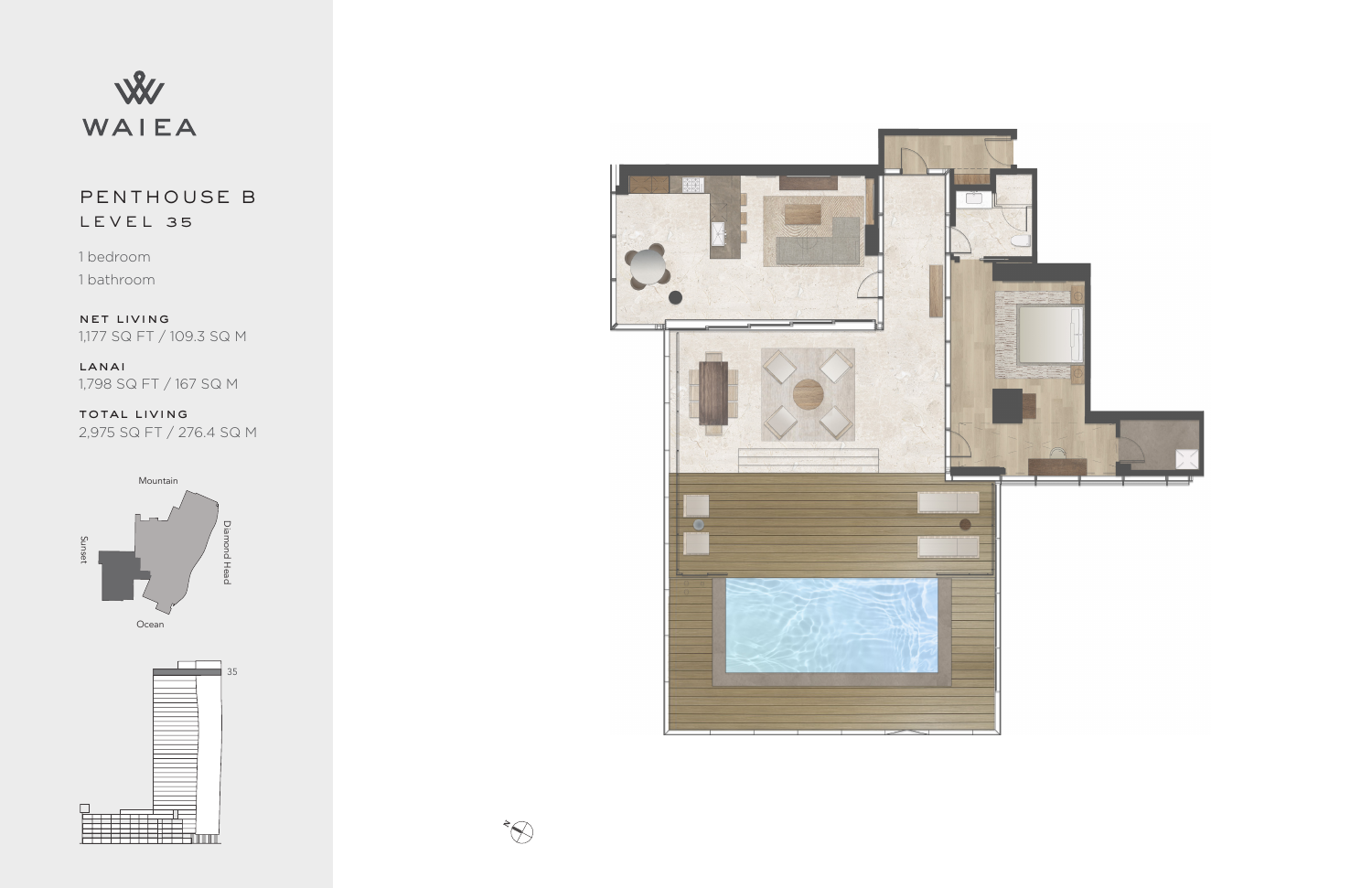WAIEA

# PENTHOUSE B

## LEVEL 35

1 bedroom

1 bathroom

**NET LIVING**
1,177 SQ FT / 109.3 SQ M

**LANAI**
1,798 SQ FT / 167 SQ M

**TOTAL LIVING**
2,975 SQ FT / 276.4 SQ M

Mountain

Sunset

Diamond Head

Ocean

35